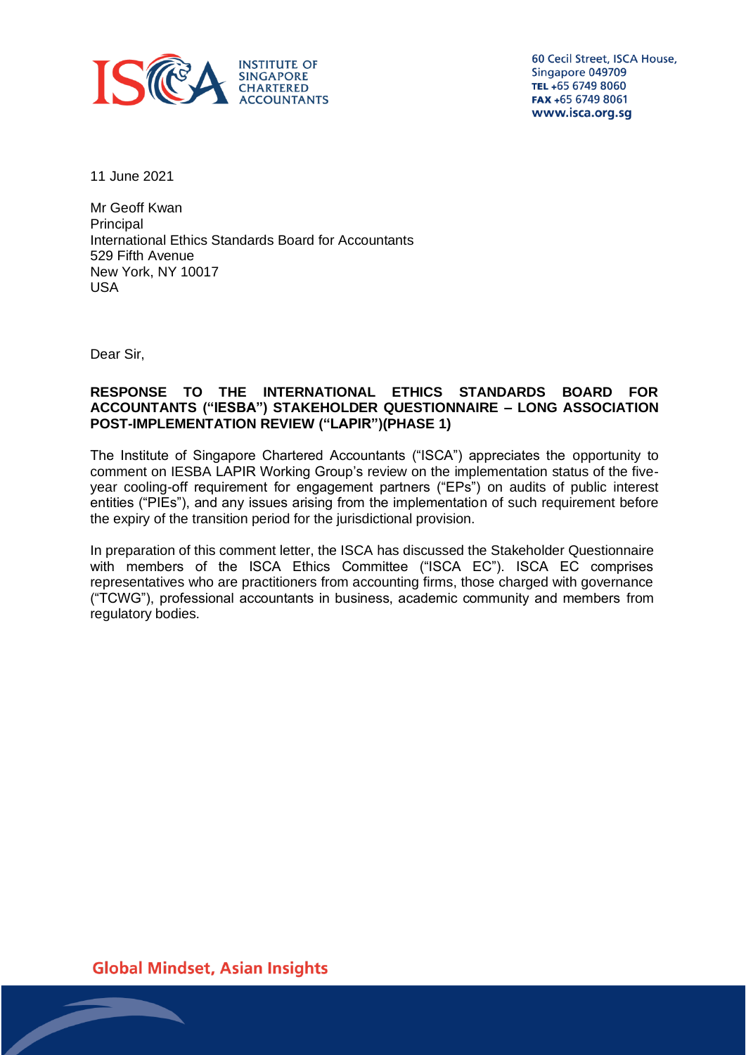INSTITUTE OF SINGAPORE CHARTERED ACCOUNTANTS

60 Cecil Street, ISCA House,
Singapore 049709
TEL +65 6749 8060
FAX +65 6749 8061
www.isca.org.sg

11 June 2021

Mr Geoff Kwan
Principal
International Ethics Standards Board for Accountants
529 Fifth Avenue
New York, NY 10017
USA

Dear Sir,

**RESPONSE TO THE INTERNATIONAL ETHICS STANDARDS BOARD FOR ACCOUNTANTS ("IESBA") STAKEHOLDER QUESTIONNAIRE – LONG ASSOCIATION POST-IMPLEMENTATION REVIEW ("LAPIR")(PHASE 1)**

The Institute of Singapore Chartered Accountants ("ISCA") appreciates the opportunity to comment on IESBA LAPIR Working Group's review on the implementation status of the five-year cooling-off requirement for engagement partners ("EPs") on audits of public interest entities ("PIEs"), and any issues arising from the implementation of such requirement before the expiry of the transition period for the jurisdictional provision.

In preparation of this comment letter, the ISCA has discussed the Stakeholder Questionnaire with members of the ISCA Ethics Committee ("ISCA EC"). ISCA EC comprises representatives who are practitioners from accounting firms, those charged with governance ("TCWG"), professional accountants in business, academic community and members from regulatory bodies.

Global Mindset, Asian Insights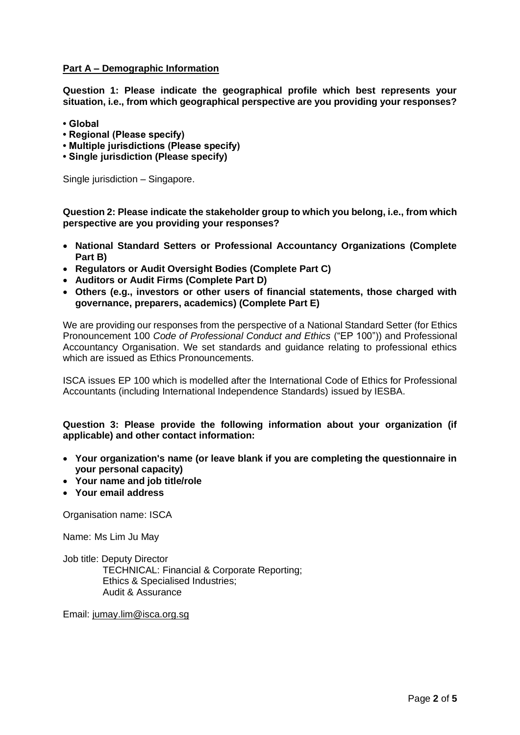**<u>Part A – Demographic Information</u>**

**Question 1: Please indicate the geographical profile which best represents your situation, i.e., from which geographical perspective are you providing your responses?**

- **Global**
- **Regional (Please specify)**
- **Multiple jurisdictions (Please specify)**
- **Single jurisdiction (Please specify)**

Single jurisdiction – Singapore.

**Question 2: Please indicate the stakeholder group to which you belong, i.e., from which perspective are you providing your responses?**

- **National Standard Setters or Professional Accountancy Organizations (Complete Part B)**
- **Regulators or Audit Oversight Bodies (Complete Part C)**
- **Auditors or Audit Firms (Complete Part D)**
- **Others (e.g., investors or other users of financial statements, those charged with governance, preparers, academics) (Complete Part E)**

We are providing our responses from the perspective of a National Standard Setter (for Ethics Pronouncement 100 *Code of Professional Conduct and Ethics* ("EP 100")) and Professional Accountancy Organisation. We set standards and guidance relating to professional ethics which are issued as Ethics Pronouncements.

ISCA issues EP 100 which is modelled after the International Code of Ethics for Professional Accountants (including International Independence Standards) issued by IESBA.

**Question 3: Please provide the following information about your organization (if applicable) and other contact information:**

- **Your organization's name (or leave blank if you are completing the questionnaire in your personal capacity)**
- **Your name and job title/role**
- **Your email address**

Organisation name: ISCA

Name: Ms Lim Ju May

Job title: Deputy Director
TECHNICAL: Financial & Corporate Reporting;
Ethics & Specialised Industries;
Audit & Assurance

Email: jumay.lim@isca.org.sg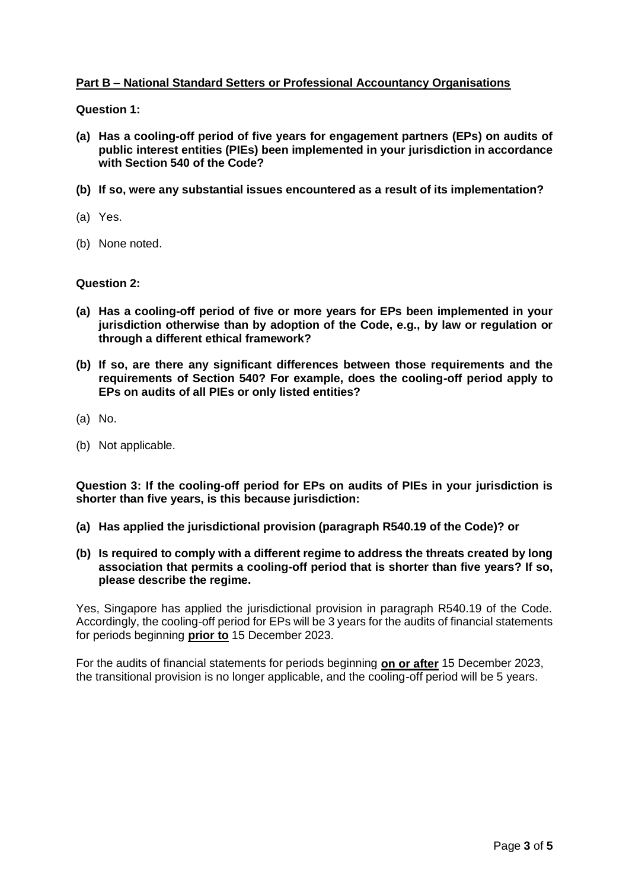## Part B – National Standard Setters or Professional Accountancy Organisations

**Question 1:**

**(a) Has a cooling-off period of five years for engagement partners (EPs) on audits of public interest entities (PIEs) been implemented in your jurisdiction in accordance with Section 540 of the Code?**

**(b) If so, were any substantial issues encountered as a result of its implementation?**

(a) Yes.

(b) None noted.

**Question 2:**

**(a) Has a cooling-off period of five or more years for EPs been implemented in your jurisdiction otherwise than by adoption of the Code, e.g., by law or regulation or through a different ethical framework?**

**(b) If so, are there any significant differences between those requirements and the requirements of Section 540? For example, does the cooling-off period apply to EPs on audits of all PIEs or only listed entities?**

(a) No.

(b) Not applicable.

**Question 3: If the cooling-off period for EPs on audits of PIEs in your jurisdiction is shorter than five years, is this because jurisdiction:**

**(a) Has applied the jurisdictional provision (paragraph R540.19 of the Code)? or**

**(b) Is required to comply with a different regime to address the threats created by long association that permits a cooling-off period that is shorter than five years? If so, please describe the regime.**

Yes, Singapore has applied the jurisdictional provision in paragraph R540.19 of the Code. Accordingly, the cooling-off period for EPs will be 3 years for the audits of financial statements for periods beginning **prior to** 15 December 2023.

For the audits of financial statements for periods beginning **on or after** 15 December 2023, the transitional provision is no longer applicable, and the cooling-off period will be 5 years.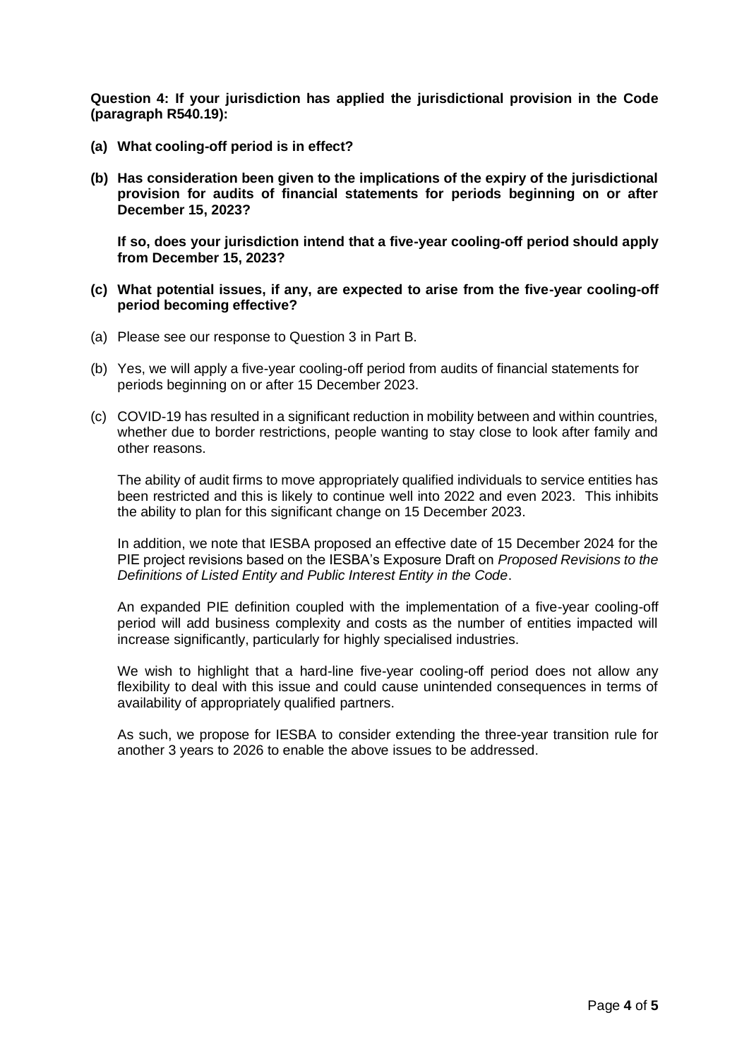**Question 4: If your jurisdiction has applied the jurisdictional provision in the Code (paragraph R540.19):**

**(a) What cooling-off period is in effect?**

**(b) Has consideration been given to the implications of the expiry of the jurisdictional provision for audits of financial statements for periods beginning on or after December 15, 2023?**

**If so, does your jurisdiction intend that a five-year cooling-off period should apply from December 15, 2023?**

**(c) What potential issues, if any, are expected to arise from the five-year cooling-off period becoming effective?**

(a) Please see our response to Question 3 in Part B.

(b) Yes, we will apply a five-year cooling-off period from audits of financial statements for periods beginning on or after 15 December 2023.

(c) COVID-19 has resulted in a significant reduction in mobility between and within countries, whether due to border restrictions, people wanting to stay close to look after family and other reasons.

The ability of audit firms to move appropriately qualified individuals to service entities has been restricted and this is likely to continue well into 2022 and even 2023. This inhibits the ability to plan for this significant change on 15 December 2023.

In addition, we note that IESBA proposed an effective date of 15 December 2024 for the PIE project revisions based on the IESBA's Exposure Draft on *Proposed Revisions to the Definitions of Listed Entity and Public Interest Entity in the Code*.

An expanded PIE definition coupled with the implementation of a five-year cooling-off period will add business complexity and costs as the number of entities impacted will increase significantly, particularly for highly specialised industries.

We wish to highlight that a hard-line five-year cooling-off period does not allow any flexibility to deal with this issue and could cause unintended consequences in terms of availability of appropriately qualified partners.

As such, we propose for IESBA to consider extending the three-year transition rule for another 3 years to 2026 to enable the above issues to be addressed.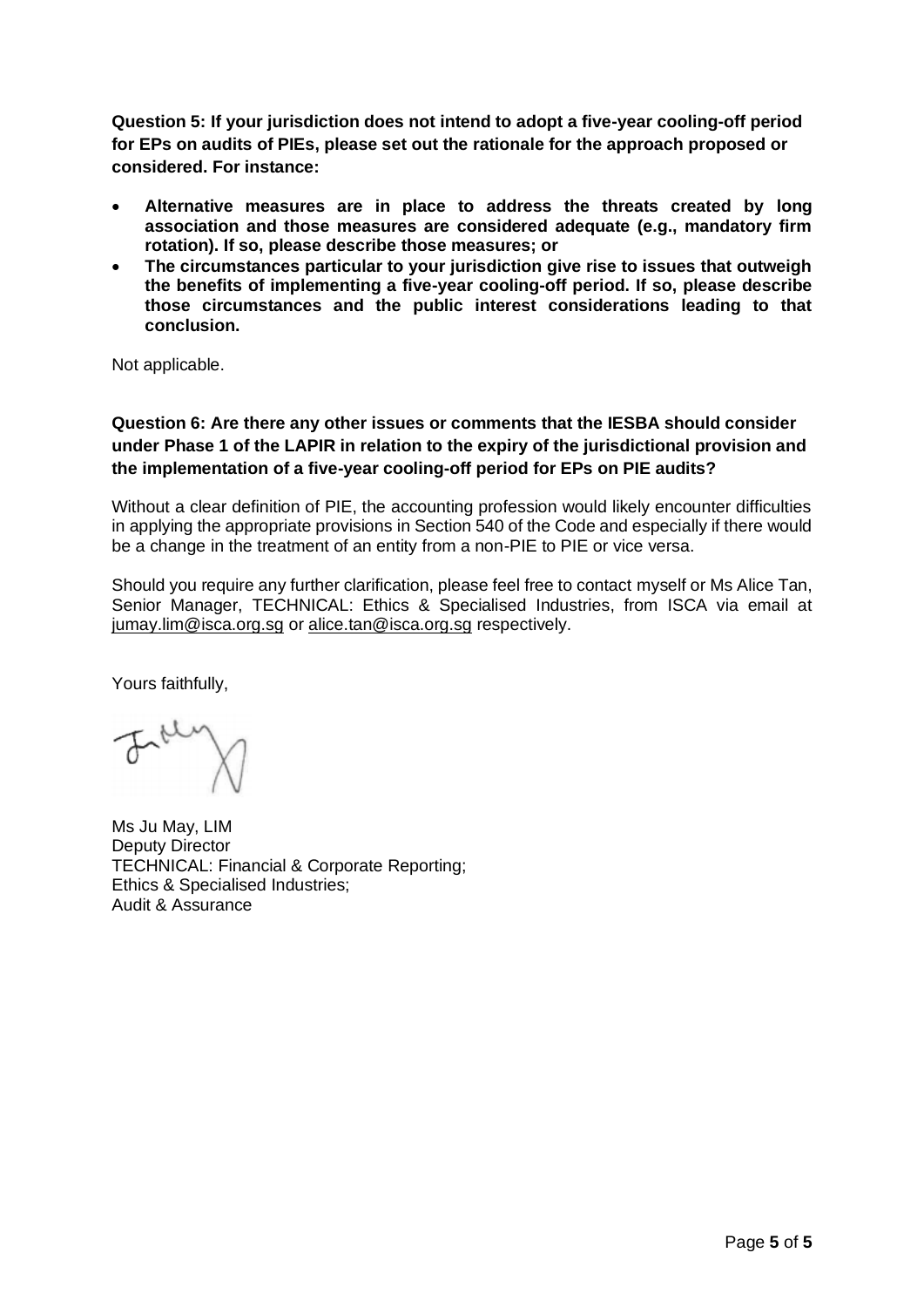**Question 5: If your jurisdiction does not intend to adopt a five-year cooling-off period for EPs on audits of PIEs, please set out the rationale for the approach proposed or considered. For instance:**

- **Alternative measures are in place to address the threats created by long association and those measures are considered adequate (e.g., mandatory firm rotation). If so, please describe those measures; or**
- **The circumstances particular to your jurisdiction give rise to issues that outweigh the benefits of implementing a five-year cooling-off period. If so, please describe those circumstances and the public interest considerations leading to that conclusion.**

Not applicable.

**Question 6: Are there any other issues or comments that the IESBA should consider under Phase 1 of the LAPIR in relation to the expiry of the jurisdictional provision and the implementation of a five-year cooling-off period for EPs on PIE audits?**

Without a clear definition of PIE, the accounting profession would likely encounter difficulties in applying the appropriate provisions in Section 540 of the Code and especially if there would be a change in the treatment of an entity from a non-PIE to PIE or vice versa.

Should you require any further clarification, please feel free to contact myself or Ms Alice Tan, Senior Manager, TECHNICAL: Ethics & Specialised Industries, from ISCA via email at jumay.lim@isca.org.sg or alice.tan@isca.org.sg respectively.

Yours faithfully,

Ms Ju May, LIM
Deputy Director
TECHNICAL: Financial & Corporate Reporting;
Ethics & Specialised Industries;
Audit & Assurance